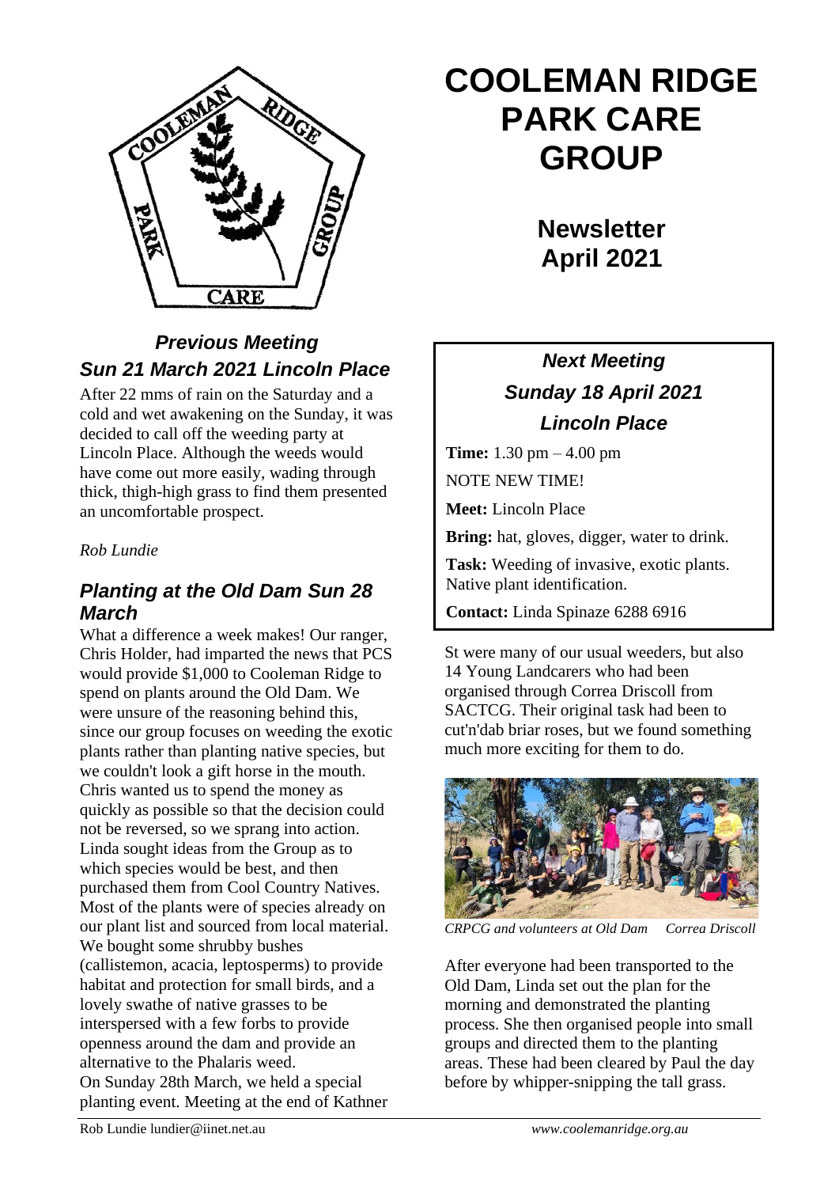# COOLEMAN RIDGE PARK CARE GROUP

## Newsletter April 2021

### *Previous Meeting*
### *Sun 21 March 2021 Lincoln Place*

After 22 mms of rain on the Saturday and a cold and wet awakening on the Sunday, it was decided to call off the weeding party at Lincoln Place. Although the weeds would have come out more easily, wading through thick, thigh-high grass to find them presented an uncomfortable prospect.

*Rob Lundie*

### *Planting at the Old Dam Sun 28 March*

What a difference a week makes! Our ranger, Chris Holder, had imparted the news that PCS would provide $1,000 to Cooleman Ridge to spend on plants around the Old Dam. We were unsure of the reasoning behind this, since our group focuses on weeding the exotic plants rather than planting native species, but we couldn't look a gift horse in the mouth. Chris wanted us to spend the money as quickly as possible so that the decision could not be reversed, so we sprang into action. Linda sought ideas from the Group as to which species would be best, and then purchased them from Cool Country Natives. Most of the plants were of species already on our plant list and sourced from local material. We bought some shrubby bushes (callistemon, acacia, leptosperms) to provide habitat and protection for small birds, and a lovely swathe of native grasses to be interspersed with a few forbs to provide openness around the dam and provide an alternative to the Phalaris weed.

On Sunday 28th March, we held a special planting event. Meeting at the end of Kathner St were many of our usual weeders, but also 14 Young Landcarers who had been organised through Correa Driscoll from SACTCG. Their original task had been to cut'n'dab briar roses, but we found something much more exciting for them to do.

*CRPCG and volunteers at Old Dam     Correa Driscoll*

After everyone had been transported to the Old Dam, Linda set out the plan for the morning and demonstrated the planting process. She then organised people into small groups and directed them to the planting areas. These had been cleared by Paul the day before by whipper-snipping the tall grass.

### *Next Meeting*
### *Sunday 18 April 2021*
### *Lincoln Place*

**Time:** 1.30 pm – 4.00 pm

NOTE NEW TIME!

**Meet:** Lincoln Place

**Bring:** hat, gloves, digger, water to drink.

**Task:** Weeding of invasive, exotic plants. Native plant identification.

**Contact:** Linda Spinaze 6288 6916

Rob Lundie lundier@iinet.net.au     *www.coolemanridge.org.au*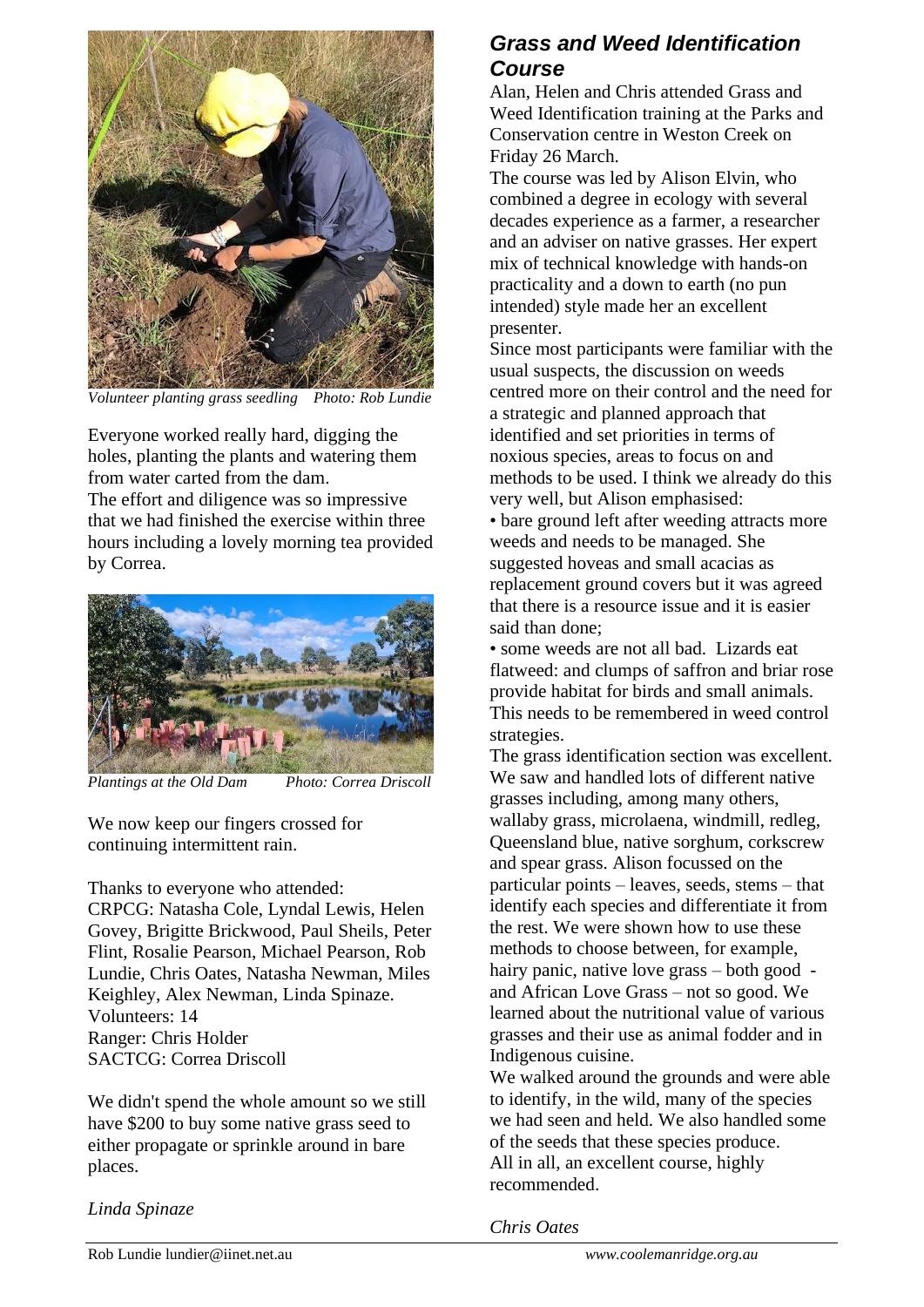*Volunteer planting grass seedling    Photo: Rob Lundie*

Everyone worked really hard, digging the holes, planting the plants and watering them from water carted from the dam.
The effort and diligence was so impressive that we had finished the exercise within three hours including a lovely morning tea provided by Correa.

*Plantings at the Old Dam         Photo: Correa Driscoll*

We now keep our fingers crossed for continuing intermittent rain.

Thanks to everyone who attended:
CRPCG: Natasha Cole, Lyndal Lewis, Helen Govey, Brigitte Brickwood, Paul Sheils, Peter Flint, Rosalie Pearson, Michael Pearson, Rob Lundie, Chris Oates, Natasha Newman, Miles Keighley, Alex Newman, Linda Spinaze.
Volunteers: 14
Ranger: Chris Holder
SACTCG: Correa Driscoll

We didn't spend the whole amount so we still have $200 to buy some native grass seed to either propagate or sprinkle around in bare places.

*Linda Spinaze*

## *Grass and Weed Identification Course*

Alan, Helen and Chris attended Grass and Weed Identification training at the Parks and Conservation centre in Weston Creek on Friday 26 March.
The course was led by Alison Elvin, who combined a degree in ecology with several decades experience as a farmer, a researcher and an adviser on native grasses. Her expert mix of technical knowledge with hands-on practicality and a down to earth (no pun intended) style made her an excellent presenter.
Since most participants were familiar with the usual suspects, the discussion on weeds centred more on their control and the need for a strategic and planned approach that identified and set priorities in terms of noxious species, areas to focus on and methods to be used. I think we already do this very well, but Alison emphasised:

- bare ground left after weeding attracts more weeds and needs to be managed. She suggested hoveas and small acacias as replacement ground covers but it was agreed that there is a resource issue and it is easier said than done;
- some weeds are not all bad. Lizards eat flatweed: and clumps of saffron and briar rose provide habitat for birds and small animals. This needs to be remembered in weed control strategies.

The grass identification section was excellent. We saw and handled lots of different native grasses including, among many others, wallaby grass, microlaena, windmill, redleg, Queensland blue, native sorghum, corkscrew and spear grass. Alison focussed on the particular points – leaves, seeds, stems – that identify each species and differentiate it from the rest. We were shown how to use these methods to choose between, for example, hairy panic, native love grass – both good - and African Love Grass – not so good. We learned about the nutritional value of various grasses and their use as animal fodder and in Indigenous cuisine.
We walked around the grounds and were able to identify, in the wild, many of the species we had seen and held. We also handled some of the seeds that these species produce.
All in all, an excellent course, highly recommended.

*Chris Oates*